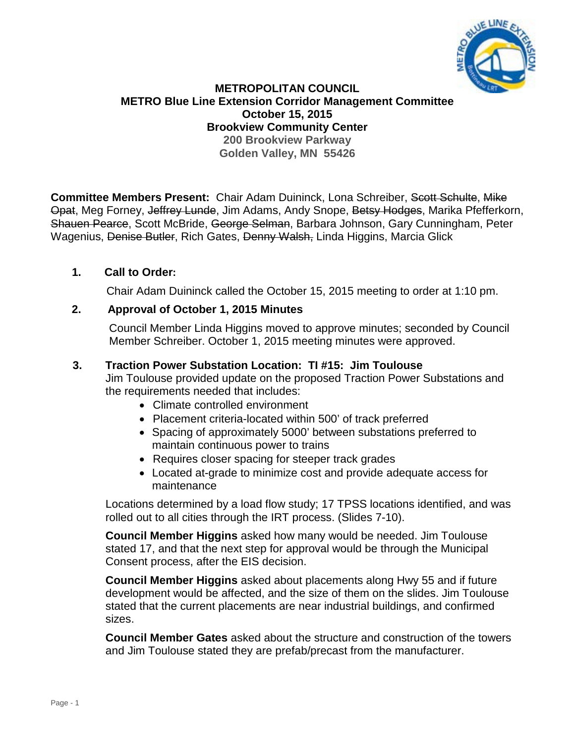**METROPOLITAN COUNCIL**
**METRO Blue Line Extension Corridor Management Committee**
**October 15, 2015**
**Brookview Community Center**
**200 Brookview Parkway**
**Golden Valley, MN 55426**

**Committee Members Present:** Chair Adam Duininck, Lona Schreiber, ~~Scott Schulte~~, ~~Mike Opat~~, Meg Forney, ~~Jeffrey Lunde~~, Jim Adams, Andy Snope, ~~Betsy Hodges~~, Marika Pfefferkorn, ~~Shauen Pearce~~, Scott McBride, ~~George Selman~~, Barbara Johnson, Gary Cunningham, Peter Wagenius, ~~Denise Butler~~, Rich Gates, ~~Denny Walsh,~~ Linda Higgins, Marcia Glick

1. **Call to Order:**

   Chair Adam Duininck called the October 15, 2015 meeting to order at 1:10 pm.

2. **Approval of October 1, 2015 Minutes**

   Council Member Linda Higgins moved to approve minutes; seconded by Council Member Schreiber. October 1, 2015 meeting minutes were approved.

3. **Traction Power Substation Location: TI #15: Jim Toulouse**

   Jim Toulouse provided update on the proposed Traction Power Substations and the requirements needed that includes:

   - Climate controlled environment
   - Placement criteria-located within 500' of track preferred
   - Spacing of approximately 5000' between substations preferred to maintain continuous power to trains
   - Requires closer spacing for steeper track grades
   - Located at-grade to minimize cost and provide adequate access for maintenance

   Locations determined by a load flow study; 17 TPSS locations identified, and was rolled out to all cities through the IRT process. (Slides 7-10).

   **Council Member Higgins** asked how many would be needed. Jim Toulouse stated 17, and that the next step for approval would be through the Municipal Consent process, after the EIS decision.

   **Council Member Higgins** asked about placements along Hwy 55 and if future development would be affected, and the size of them on the slides. Jim Toulouse stated that the current placements are near industrial buildings, and confirmed sizes.

   **Council Member Gates** asked about the structure and construction of the towers and Jim Toulouse stated they are prefab/precast from the manufacturer.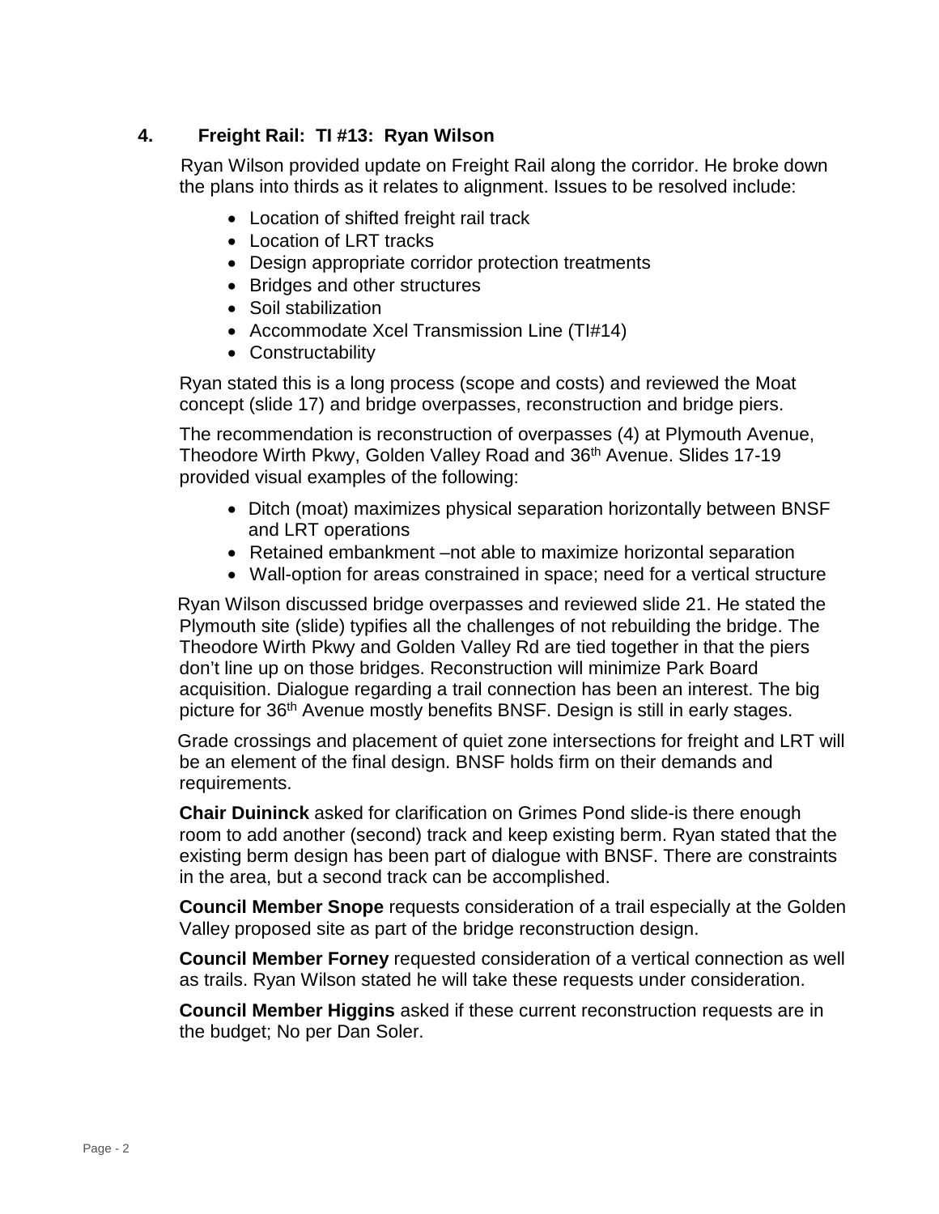## 4. Freight Rail: TI #13: Ryan Wilson

Ryan Wilson provided update on Freight Rail along the corridor. He broke down the plans into thirds as it relates to alignment. Issues to be resolved include:

- Location of shifted freight rail track
- Location of LRT tracks
- Design appropriate corridor protection treatments
- Bridges and other structures
- Soil stabilization
- Accommodate Xcel Transmission Line (TI#14)
- Constructability

Ryan stated this is a long process (scope and costs) and reviewed the Moat concept (slide 17) and bridge overpasses, reconstruction and bridge piers.

The recommendation is reconstruction of overpasses (4) at Plymouth Avenue, Theodore Wirth Pkwy, Golden Valley Road and 36th Avenue. Slides 17-19 provided visual examples of the following:

- Ditch (moat) maximizes physical separation horizontally between BNSF and LRT operations
- Retained embankment –not able to maximize horizontal separation
- Wall-option for areas constrained in space; need for a vertical structure

Ryan Wilson discussed bridge overpasses and reviewed slide 21. He stated the Plymouth site (slide) typifies all the challenges of not rebuilding the bridge. The Theodore Wirth Pkwy and Golden Valley Rd are tied together in that the piers don't line up on those bridges. Reconstruction will minimize Park Board acquisition. Dialogue regarding a trail connection has been an interest. The big picture for 36th Avenue mostly benefits BNSF. Design is still in early stages.

Grade crossings and placement of quiet zone intersections for freight and LRT will be an element of the final design. BNSF holds firm on their demands and requirements.

**Chair Duininck** asked for clarification on Grimes Pond slide-is there enough room to add another (second) track and keep existing berm. Ryan stated that the existing berm design has been part of dialogue with BNSF. There are constraints in the area, but a second track can be accomplished.

**Council Member Snope** requests consideration of a trail especially at the Golden Valley proposed site as part of the bridge reconstruction design.

**Council Member Forney** requested consideration of a vertical connection as well as trails. Ryan Wilson stated he will take these requests under consideration.

**Council Member Higgins** asked if these current reconstruction requests are in the budget; No per Dan Soler.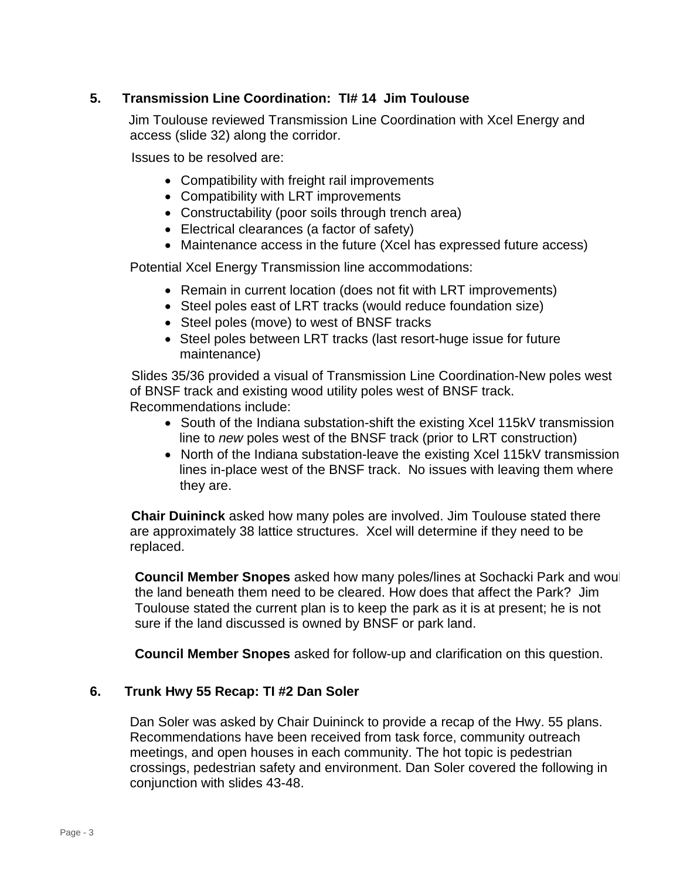## 5. Transmission Line Coordination: TI# 14 Jim Toulouse

Jim Toulouse reviewed Transmission Line Coordination with Xcel Energy and access (slide 32) along the corridor.

Issues to be resolved are:

- Compatibility with freight rail improvements
- Compatibility with LRT improvements
- Constructability (poor soils through trench area)
- Electrical clearances (a factor of safety)
- Maintenance access in the future (Xcel has expressed future access)

Potential Xcel Energy Transmission line accommodations:

- Remain in current location (does not fit with LRT improvements)
- Steel poles east of LRT tracks (would reduce foundation size)
- Steel poles (move) to west of BNSF tracks
- Steel poles between LRT tracks (last resort-huge issue for future maintenance)

Slides 35/36 provided a visual of Transmission Line Coordination-New poles west of BNSF track and existing wood utility poles west of BNSF track. Recommendations include:

- South of the Indiana substation-shift the existing Xcel 115kV transmission line to *new* poles west of the BNSF track (prior to LRT construction)
- North of the Indiana substation-leave the existing Xcel 115kV transmission lines in-place west of the BNSF track. No issues with leaving them where they are.

**Chair Duininck** asked how many poles are involved. Jim Toulouse stated there are approximately 38 lattice structures. Xcel will determine if they need to be replaced.

**Council Member Snopes** asked how many poles/lines at Sochacki Park and woul the land beneath them need to be cleared. How does that affect the Park? Jim Toulouse stated the current plan is to keep the park as it is at present; he is not sure if the land discussed is owned by BNSF or park land.

**Council Member Snopes** asked for follow-up and clarification on this question.

## 6. Trunk Hwy 55 Recap: TI #2 Dan Soler

Dan Soler was asked by Chair Duininck to provide a recap of the Hwy. 55 plans. Recommendations have been received from task force, community outreach meetings, and open houses in each community. The hot topic is pedestrian crossings, pedestrian safety and environment. Dan Soler covered the following in conjunction with slides 43-48.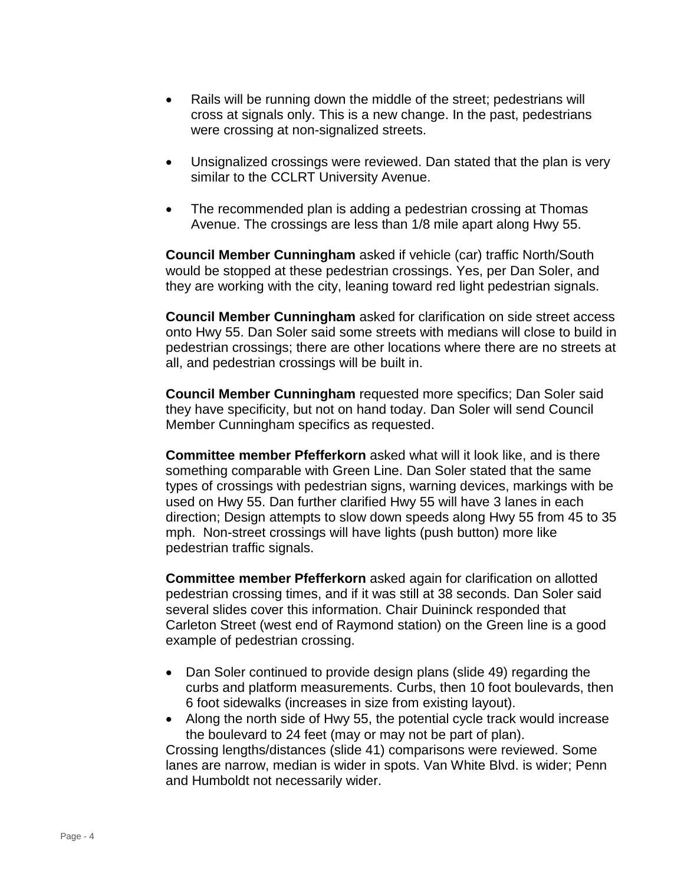- Rails will be running down the middle of the street; pedestrians will cross at signals only. This is a new change. In the past, pedestrians were crossing at non-signalized streets.

- Unsignalized crossings were reviewed. Dan stated that the plan is very similar to the CCLRT University Avenue.

- The recommended plan is adding a pedestrian crossing at Thomas Avenue. The crossings are less than 1/8 mile apart along Hwy 55.

**Council Member Cunningham** asked if vehicle (car) traffic North/South would be stopped at these pedestrian crossings. Yes, per Dan Soler, and they are working with the city, leaning toward red light pedestrian signals.

**Council Member Cunningham** asked for clarification on side street access onto Hwy 55. Dan Soler said some streets with medians will close to build in pedestrian crossings; there are other locations where there are no streets at all, and pedestrian crossings will be built in.

**Council Member Cunningham** requested more specifics; Dan Soler said they have specificity, but not on hand today. Dan Soler will send Council Member Cunningham specifics as requested.

**Committee member Pfefferkorn** asked what will it look like, and is there something comparable with Green Line. Dan Soler stated that the same types of crossings with pedestrian signs, warning devices, markings with be used on Hwy 55. Dan further clarified Hwy 55 will have 3 lanes in each direction; Design attempts to slow down speeds along Hwy 55 from 45 to 35 mph. Non-street crossings will have lights (push button) more like pedestrian traffic signals.

**Committee member Pfefferkorn** asked again for clarification on allotted pedestrian crossing times, and if it was still at 38 seconds. Dan Soler said several slides cover this information. Chair Duininck responded that Carleton Street (west end of Raymond station) on the Green line is a good example of pedestrian crossing.

- Dan Soler continued to provide design plans (slide 49) regarding the curbs and platform measurements. Curbs, then 10 foot boulevards, then 6 foot sidewalks (increases in size from existing layout).
- Along the north side of Hwy 55, the potential cycle track would increase the boulevard to 24 feet (may or may not be part of plan).

Crossing lengths/distances (slide 41) comparisons were reviewed. Some lanes are narrow, median is wider in spots. Van White Blvd. is wider; Penn and Humboldt not necessarily wider.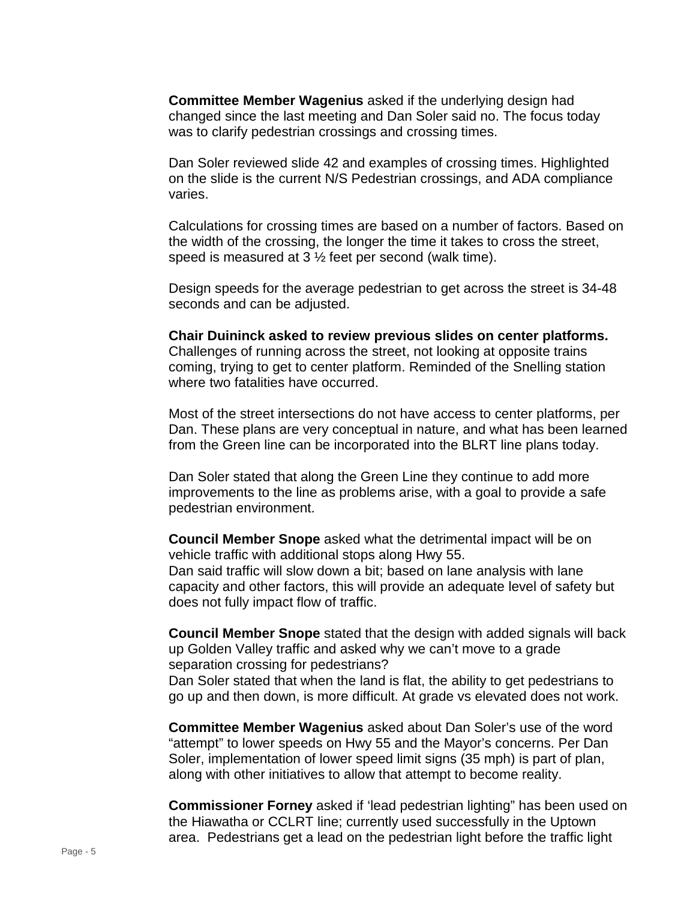**Committee Member Wagenius** asked if the underlying design had changed since the last meeting and Dan Soler said no. The focus today was to clarify pedestrian crossings and crossing times.

Dan Soler reviewed slide 42 and examples of crossing times. Highlighted on the slide is the current N/S Pedestrian crossings, and ADA compliance varies.

Calculations for crossing times are based on a number of factors. Based on the width of the crossing, the longer the time it takes to cross the street, speed is measured at 3 ½ feet per second (walk time).

Design speeds for the average pedestrian to get across the street is 34-48 seconds and can be adjusted.

**Chair Duininck asked to review previous slides on center platforms.** Challenges of running across the street, not looking at opposite trains coming, trying to get to center platform. Reminded of the Snelling station where two fatalities have occurred.

Most of the street intersections do not have access to center platforms, per Dan. These plans are very conceptual in nature, and what has been learned from the Green line can be incorporated into the BLRT line plans today.

Dan Soler stated that along the Green Line they continue to add more improvements to the line as problems arise, with a goal to provide a safe pedestrian environment.

**Council Member Snope** asked what the detrimental impact will be on vehicle traffic with additional stops along Hwy 55.
Dan said traffic will slow down a bit; based on lane analysis with lane capacity and other factors, this will provide an adequate level of safety but does not fully impact flow of traffic.

**Council Member Snope** stated that the design with added signals will back up Golden Valley traffic and asked why we can't move to a grade separation crossing for pedestrians?
Dan Soler stated that when the land is flat, the ability to get pedestrians to go up and then down, is more difficult. At grade vs elevated does not work.

**Committee Member Wagenius** asked about Dan Soler's use of the word "attempt" to lower speeds on Hwy 55 and the Mayor's concerns. Per Dan Soler, implementation of lower speed limit signs (35 mph) is part of plan, along with other initiatives to allow that attempt to become reality.

**Commissioner Forney** asked if 'lead pedestrian lighting" has been used on the Hiawatha or CCLRT line; currently used successfully in the Uptown area. Pedestrians get a lead on the pedestrian light before the traffic light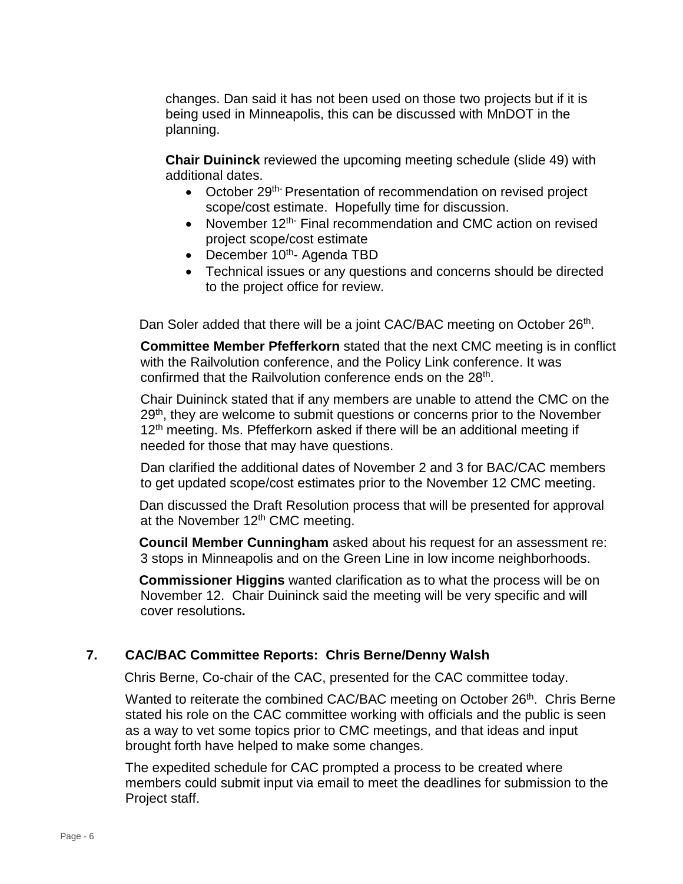changes. Dan said it has not been used on those two projects but if it is being used in Minneapolis, this can be discussed with MnDOT in the planning.

**Chair Duininck** reviewed the upcoming meeting schedule (slide 49) with additional dates.

- October 29th- Presentation of recommendation on revised project scope/cost estimate. Hopefully time for discussion.
- November 12th- Final recommendation and CMC action on revised project scope/cost estimate
- December 10th- Agenda TBD
- Technical issues or any questions and concerns should be directed to the project office for review.

Dan Soler added that there will be a joint CAC/BAC meeting on October 26th.

**Committee Member Pfefferkorn** stated that the next CMC meeting is in conflict with the Railvolution conference, and the Policy Link conference. It was confirmed that the Railvolution conference ends on the 28th.

Chair Duininck stated that if any members are unable to attend the CMC on the 29th, they are welcome to submit questions or concerns prior to the November 12th meeting. Ms. Pfefferkorn asked if there will be an additional meeting if needed for those that may have questions.

Dan clarified the additional dates of November 2 and 3 for BAC/CAC members to get updated scope/cost estimates prior to the November 12 CMC meeting.

Dan discussed the Draft Resolution process that will be presented for approval at the November 12th CMC meeting.

**Council Member Cunningham** asked about his request for an assessment re: 3 stops in Minneapolis and on the Green Line in low income neighborhoods.

**Commissioner Higgins** wanted clarification as to what the process will be on November 12. Chair Duininck said the meeting will be very specific and will cover resolutions**.**

## 7. CAC/BAC Committee Reports: Chris Berne/Denny Walsh

Chris Berne, Co-chair of the CAC, presented for the CAC committee today.

Wanted to reiterate the combined CAC/BAC meeting on October 26th. Chris Berne stated his role on the CAC committee working with officials and the public is seen as a way to vet some topics prior to CMC meetings, and that ideas and input brought forth have helped to make some changes.

The expedited schedule for CAC prompted a process to be created where members could submit input via email to meet the deadlines for submission to the Project staff.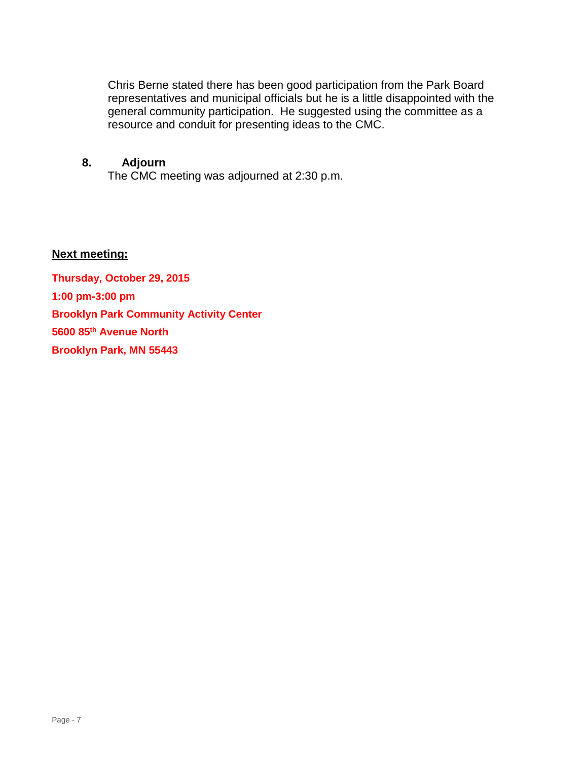Chris Berne stated there has been good participation from the Park Board representatives and municipal officials but he is a little disappointed with the general community participation. He suggested using the committee as a resource and conduit for presenting ideas to the CMC.

### 8. Adjourn

The CMC meeting was adjourned at 2:30 p.m.

**Next meeting:**

**Thursday, October 29, 2015**

**1:00 pm-3:00 pm**

**Brooklyn Park Community Activity Center**

**5600 85th Avenue North**

**Brooklyn Park, MN 55443**